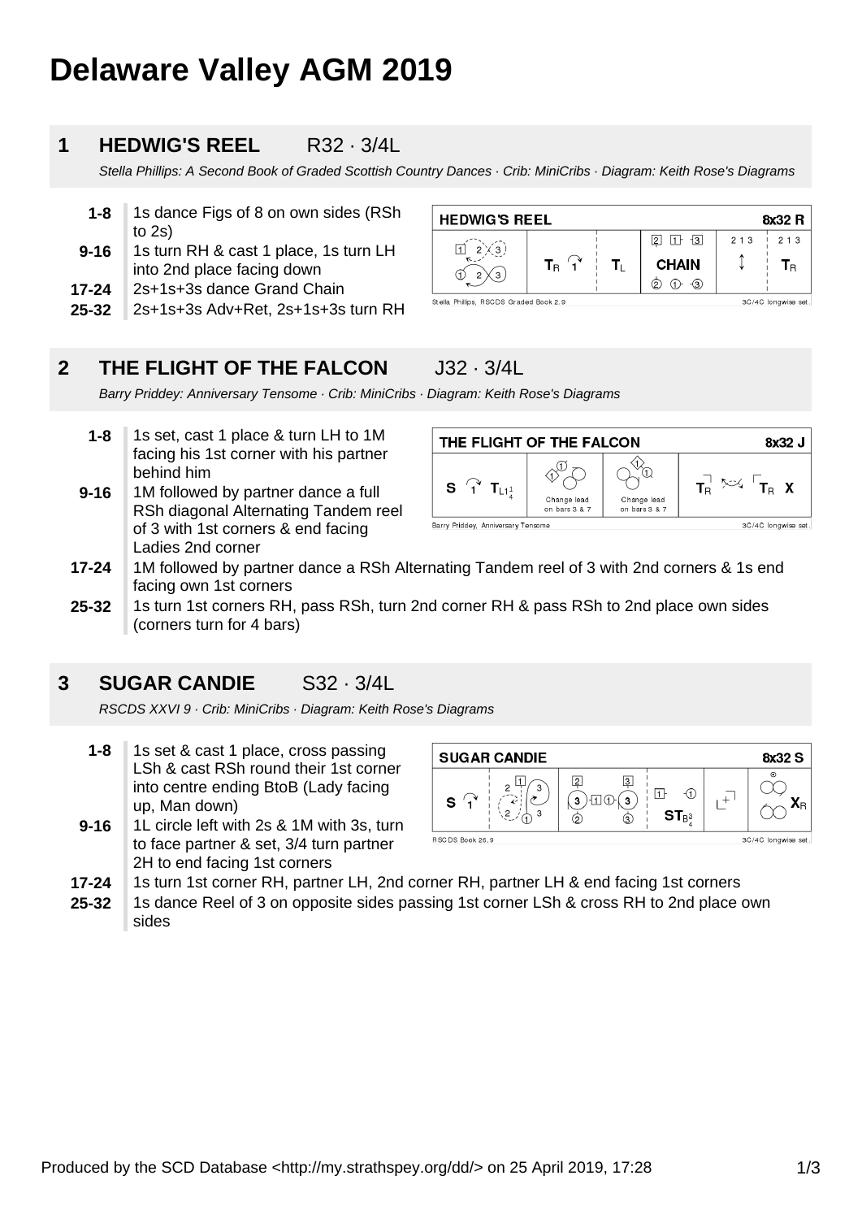# Delaware Valley AGM 2019

## 1 HEDWIG'S REEL R32 · 3/4L

*Stella Phillips: A Second Book of Graded Scottish Country Dances · Crib: MiniCribs · Diagram: Keith Rose's Diagrams*

- **1-8** 1s dance Figs of 8 on own sides (RSh to 2s)
- **9-16** 1s turn RH & cast 1 place, 1s turn LH into 2nd place facing down
- **17-24** 2s+1s+3s dance Grand Chain
- **25-32** 2s+1s+3s Adv+Ret, 2s+1s+3s turn RH

## 2 THE FLIGHT OF THE FALCON J32 · 3/4L

*Barry Priddey: Anniversary Tensome · Crib: MiniCribs · Diagram: Keith Rose's Diagrams*

- **1-8** 1s set, cast 1 place & turn LH to 1M facing his 1st corner with his partner behind him
- **9-16** 1M followed by partner dance a full RSh diagonal Alternating Tandem reel of 3 with 1st corners & end facing Ladies 2nd corner
- **17-24** 1M followed by partner dance a RSh Alternating Tandem reel of 3 with 2nd corners & 1s end facing own 1st corners
- **25-32** 1s turn 1st corners RH, pass RSh, turn 2nd corner RH & pass RSh to 2nd place own sides (corners turn for 4 bars)

## 3 SUGAR CANDIE S32 · 3/4L

*RSCDS XXVI 9 · Crib: MiniCribs · Diagram: Keith Rose's Diagrams*

- **1-8** 1s set & cast 1 place, cross passing LSh & cast RSh round their 1st corner into centre ending BtoB (Lady facing up, Man down)
- **9-16** 1L circle left with 2s & 1M with 3s, turn to face partner & set, 3/4 turn partner 2H to end facing 1st corners
- **17-24** 1s turn 1st corner RH, partner LH, 2nd corner RH, partner LH & end facing 1st corners
- **25-32** 1s dance Reel of 3 on opposite sides passing 1st corner LSh & cross RH to 2nd place own sides

Produced by the SCD Database <http://my.strathspey.org/dd/> on 25 April 2019, 17:28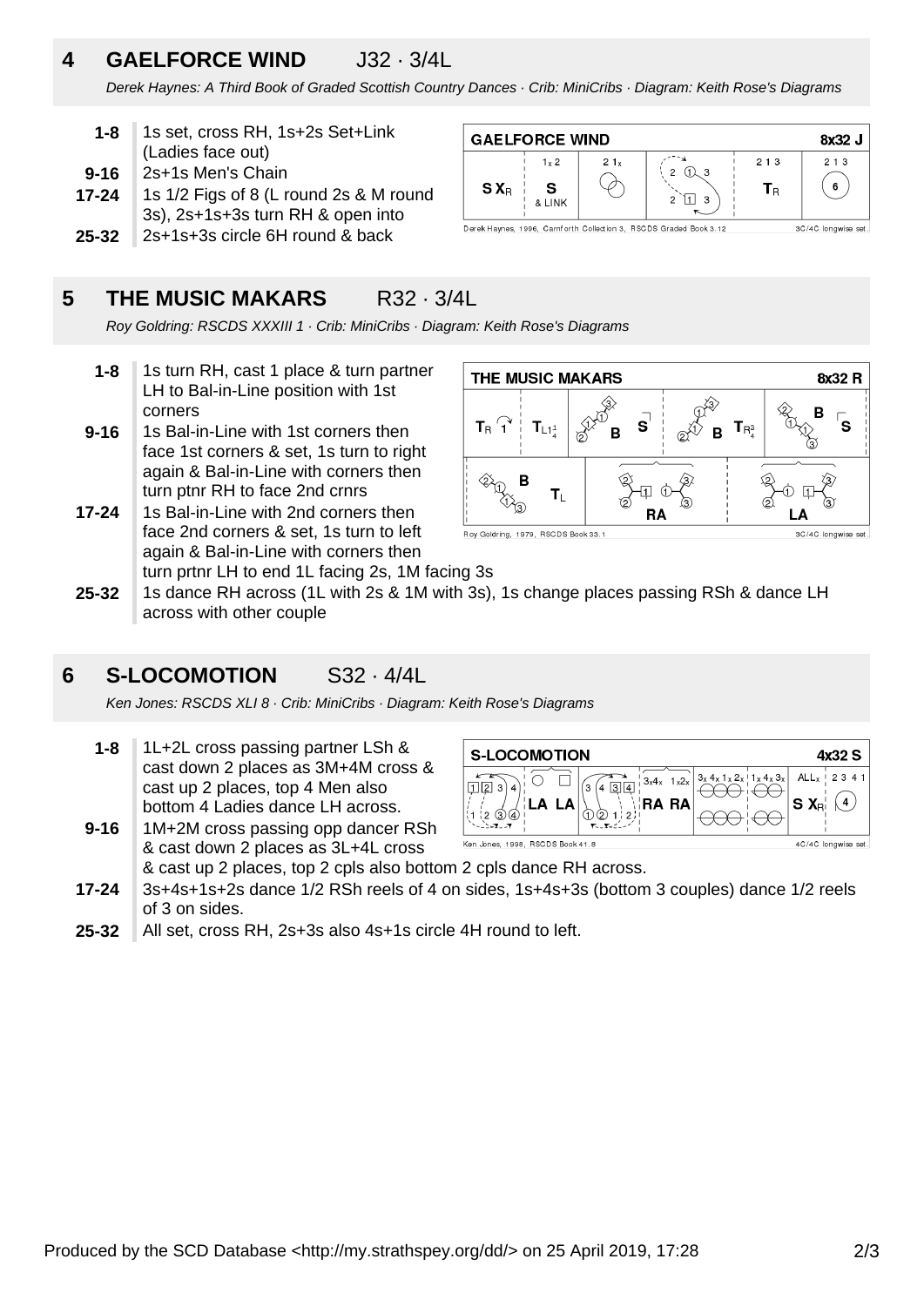## 4 GAELFORCE WIND J32 · 3/4L

*Derek Haynes: A Third Book of Graded Scottish Country Dances · Crib: MiniCribs · Diagram: Keith Rose's Diagrams*

| | |
|---|---|
| **1-8** | 1s set, cross RH, 1s+2s Set+Link (Ladies face out) |
| **9-16** | 2s+1s Men's Chain |
| **17-24** | 1s 1/2 Figs of 8 (L round 2s & M round 3s), 2s+1s+3s turn RH & open into |
| **25-32** | 2s+1s+3s circle 6H round & back |

## 5 THE MUSIC MAKARS R32 · 3/4L

*Roy Goldring: RSCDS XXXIII 1 · Crib: MiniCribs · Diagram: Keith Rose's Diagrams*

| | |
|---|---|
| **1-8** | 1s turn RH, cast 1 place & turn partner LH to Bal-in-Line position with 1st corners |
| **9-16** | 1s Bal-in-Line with 1st corners then face 1st corners & set, 1s turn to right again & Bal-in-Line with corners then turn ptnr RH to face 2nd crnrs |
| **17-24** | 1s Bal-in-Line with 2nd corners then face 2nd corners & set, 1s turn to left again & Bal-in-Line with corners then turn prtnr LH to end 1L facing 2s, 1M facing 3s |
| **25-32** | 1s dance RH across (1L with 2s & 1M with 3s), 1s change places passing RSh & dance LH across with other couple |

## 6 S-LOCOMOTION S32 · 4/4L

*Ken Jones: RSCDS XLI 8 · Crib: MiniCribs · Diagram: Keith Rose's Diagrams*

| | |
|---|---|
| **1-8** | 1L+2L cross passing partner LSh & cast down 2 places as 3M+4M cross & cast up 2 places, top 4 Men also bottom 4 Ladies dance LH across. |
| **9-16** | 1M+2M cross passing opp dancer RSh & cast down 2 places as 3L+4L cross & cast up 2 places, top 2 cpls also bottom 2 cpls dance RH across. |
| **17-24** | 3s+4s+1s+2s dance 1/2 RSh reels of 4 on sides, 1s+4s+3s (bottom 3 couples) dance 1/2 reels of 3 on sides. |
| **25-32** | All set, cross RH, 2s+3s also 4s+1s circle 4H round to left. |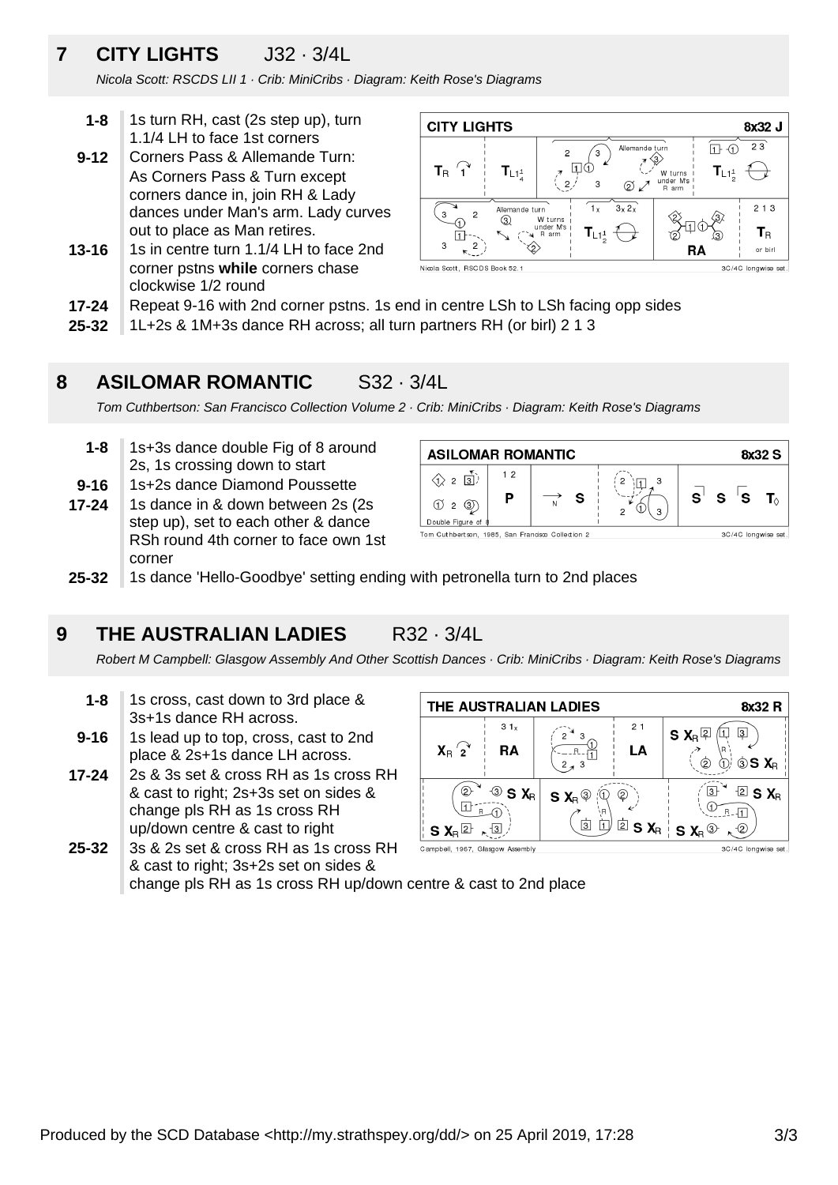## 7 CITY LIGHTS J32 · 3/4L

*Nicola Scott: RSCDS LII 1 · Crib: MiniCribs · Diagram: Keith Rose's Diagrams*

**1-8** 1s turn RH, cast (2s step up), turn 1.1/4 LH to face 1st corners

**9-12** Corners Pass & Allemande Turn: As Corners Pass & Turn except corners dance in, join RH & Lady dances under Man's arm. Lady curves out to place as Man retires.

**13-16** 1s in centre turn 1.1/4 LH to face 2nd corner pstns **while** corners chase clockwise 1/2 round

**17-24** Repeat 9-16 with 2nd corner pstns. 1s end in centre LSh to LSh facing opp sides

**25-32** 1L+2s & 1M+3s dance RH across; all turn partners RH (or birl) 2 1 3

## 8 ASILOMAR ROMANTIC S32 · 3/4L

*Tom Cuthbertson: San Francisco Collection Volume 2 · Crib: MiniCribs · Diagram: Keith Rose's Diagrams*

**1-8** 1s+3s dance double Fig of 8 around 2s, 1s crossing down to start

**9-16** 1s+2s dance Diamond Poussette

**17-24** 1s dance in & down between 2s (2s step up), set to each other & dance RSh round 4th corner to face own 1st corner

**25-32** 1s dance 'Hello-Goodbye' setting ending with petronella turn to 2nd places

## 9 THE AUSTRALIAN LADIES R32 · 3/4L

*Robert M Campbell: Glasgow Assembly And Other Scottish Dances · Crib: MiniCribs · Diagram: Keith Rose's Diagrams*

**1-8** 1s cross, cast down to 3rd place & 3s+1s dance RH across.

**9-16** 1s lead up to top, cross, cast to 2nd place & 2s+1s dance LH across.

**17-24** 2s & 3s set & cross RH as 1s cross RH & cast to right; 2s+3s set on sides & change pls RH as 1s cross RH up/down centre & cast to right

**25-32** 3s & 2s set & cross RH as 1s cross RH & cast to right; 3s+2s set on sides & change pls RH as 1s cross RH up/down centre & cast to 2nd place